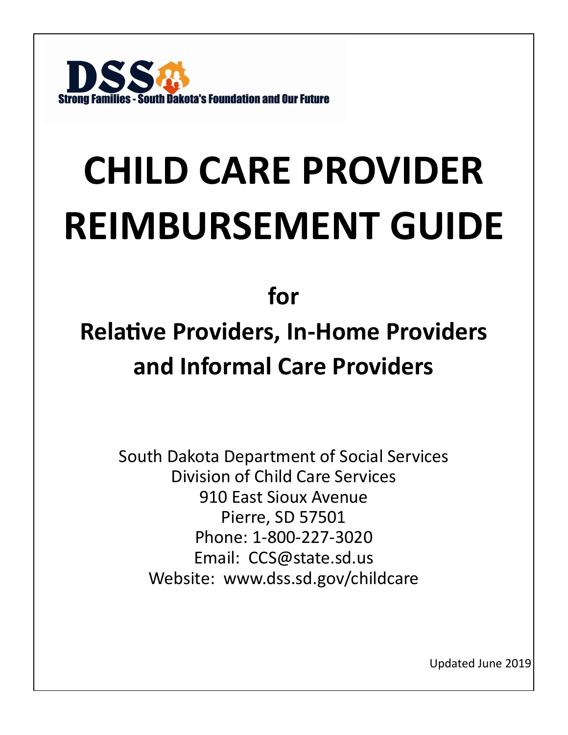DSS

Strong Families - South Dakota's Foundation and Our Future

# CHILD CARE PROVIDER REIMBURSEMENT GUIDE

## for

## Relative Providers, In-Home Providers and Informal Care Providers

South Dakota Department of Social Services
Division of Child Care Services
910 East Sioux Avenue
Pierre, SD 57501
Phone: 1-800-227-3020
Email: CCS@state.sd.us
Website: www.dss.sd.gov/childcare

Updated June 2019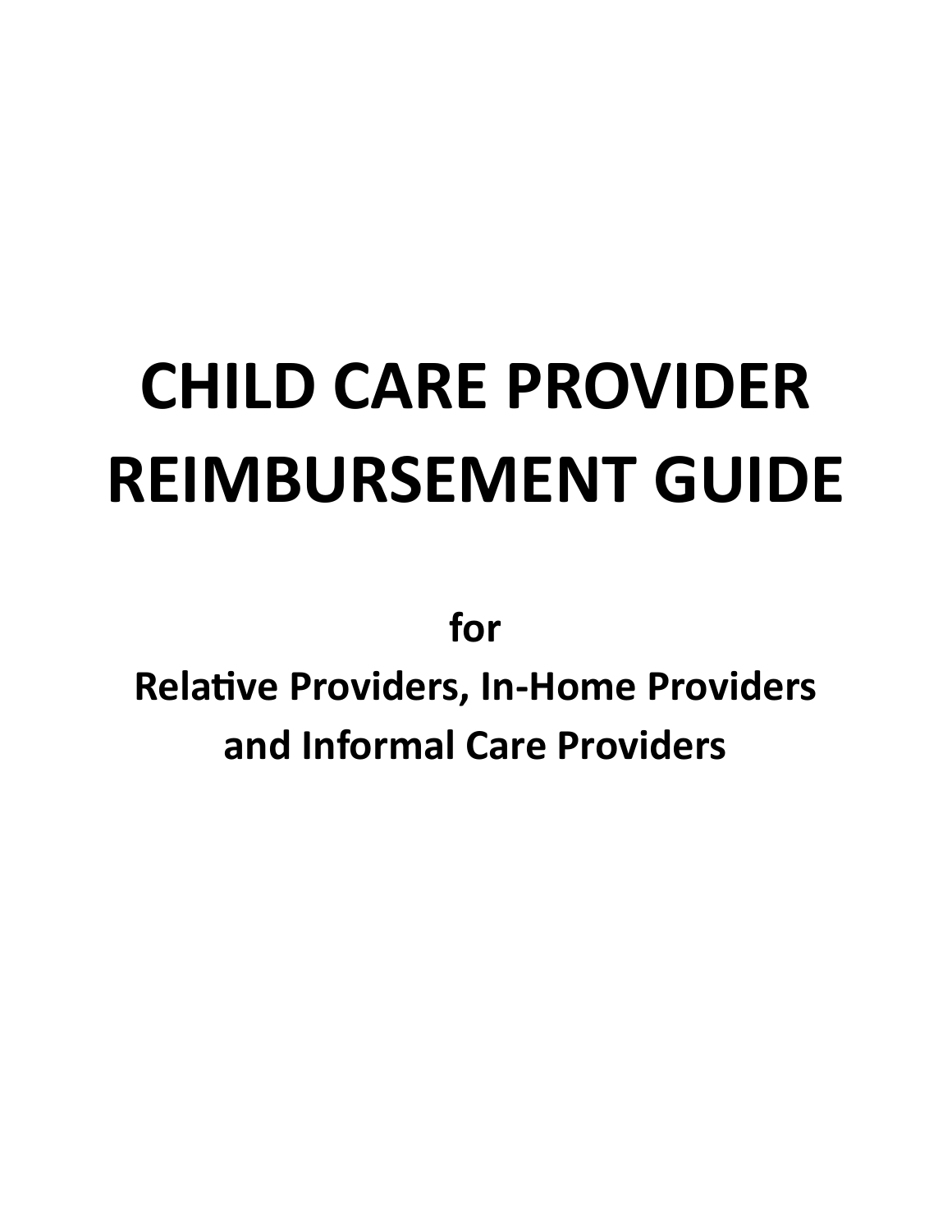# CHILD CARE PROVIDER REIMBURSEMENT GUIDE

**for**

**Relative Providers, In-Home Providers and Informal Care Providers**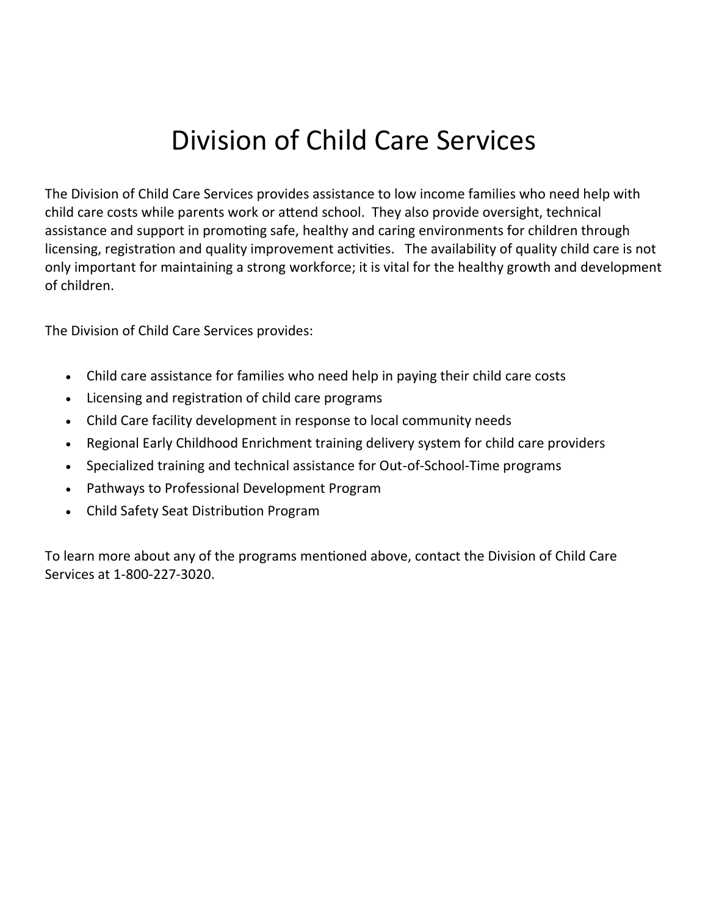# Division of Child Care Services

The Division of Child Care Services provides assistance to low income families who need help with child care costs while parents work or attend school. They also provide oversight, technical assistance and support in promoting safe, healthy and caring environments for children through licensing, registration and quality improvement activities. The availability of quality child care is not only important for maintaining a strong workforce; it is vital for the healthy growth and development of children.

The Division of Child Care Services provides:

- Child care assistance for families who need help in paying their child care costs
- Licensing and registration of child care programs
- Child Care facility development in response to local community needs
- Regional Early Childhood Enrichment training delivery system for child care providers
- Specialized training and technical assistance for Out-of-School-Time programs
- Pathways to Professional Development Program
- Child Safety Seat Distribution Program

To learn more about any of the programs mentioned above, contact the Division of Child Care Services at 1-800-227-3020.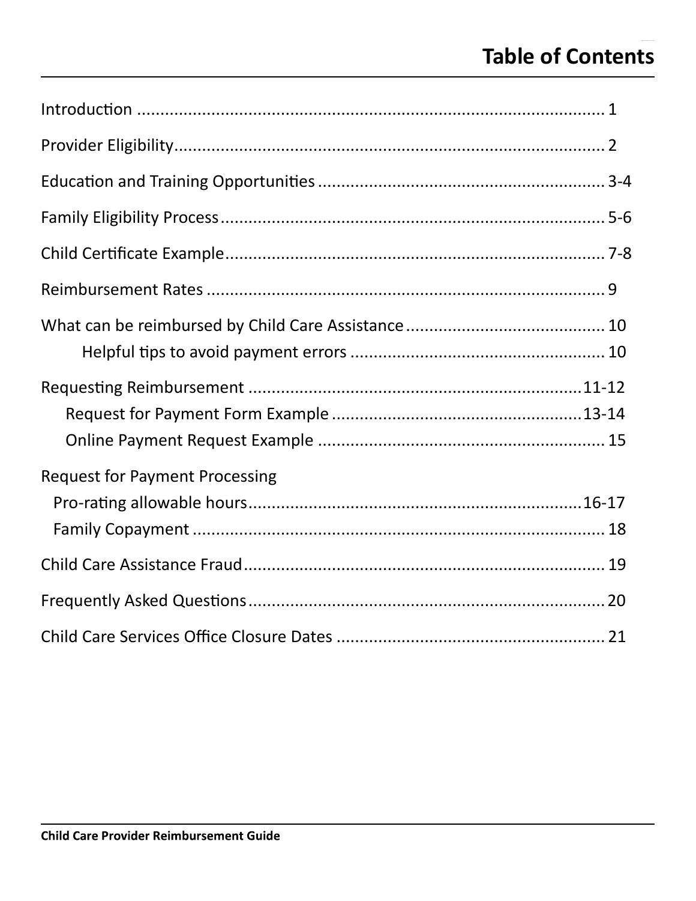# Table of Contents

Introduction .................................................................................................... 1

Provider Eligibility........................................................................................... 2

Education and Training Opportunities ............................................................ 3-4

Family Eligibility Process.................................................................................. 5-6

Child Certificate Example................................................................................. 7-8

Reimbursement Rates ..................................................................................... 9

What can be reimbursed by Child Care Assistance .......................................... 10

- Helpful tips to avoid payment errors ...................................................... 10

Requesting Reimbursement ........................................................................11-12

- Request for Payment Form Example .....................................................13-14
- Online Payment Request Example ............................................................. 15

Request for Payment Processing

- Pro-rating allowable hours.........................................................................16-17
- Family Copayment ...................................................................................... 18

Child Care Assistance Fraud............................................................................ 19

Frequently Asked Questions............................................................................ 20

Child Care Services Office Closure Dates ......................................................... 21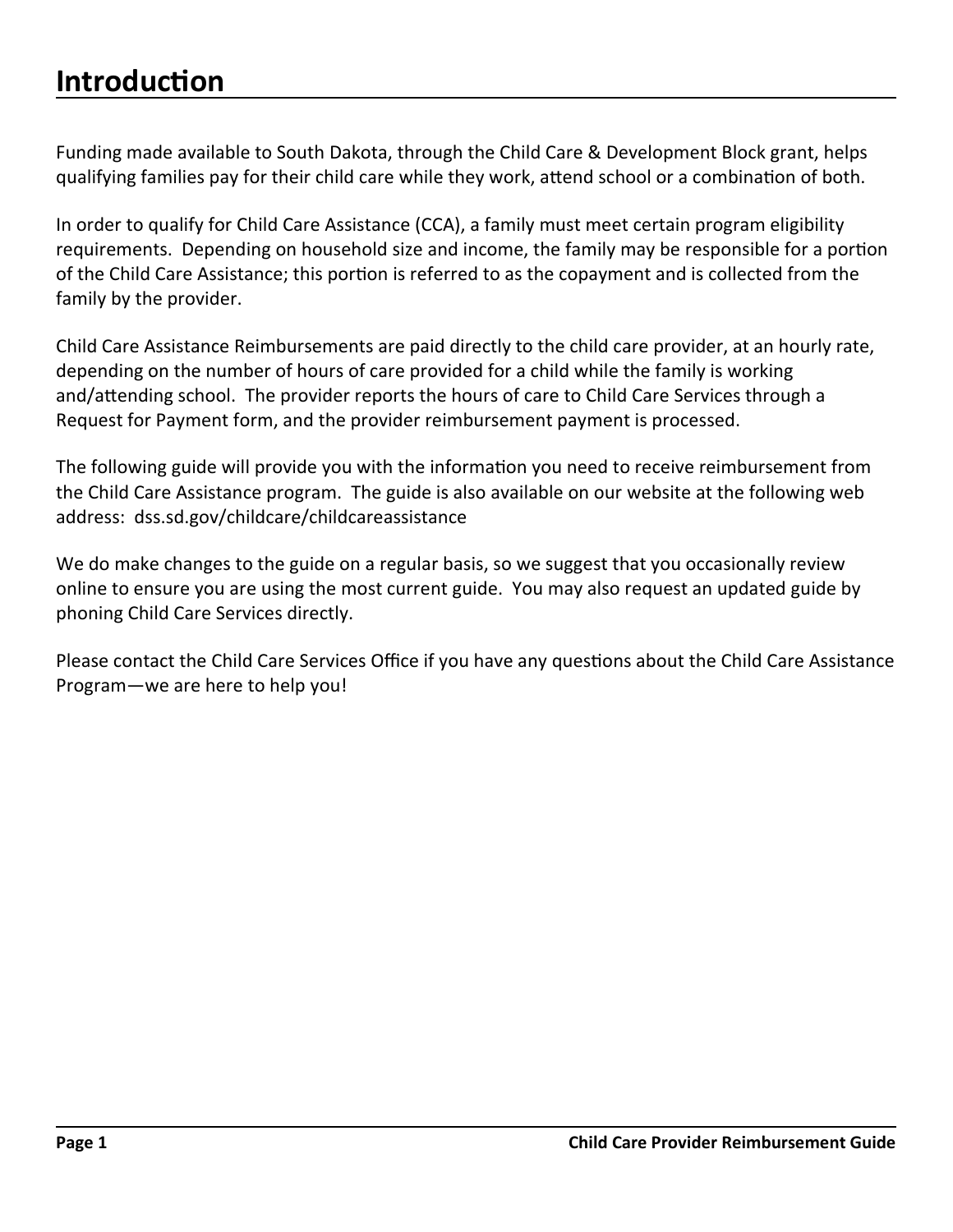# Introduction

Funding made available to South Dakota, through the Child Care & Development Block grant, helps qualifying families pay for their child care while they work, attend school or a combination of both.

In order to qualify for Child Care Assistance (CCA), a family must meet certain program eligibility requirements. Depending on household size and income, the family may be responsible for a portion of the Child Care Assistance; this portion is referred to as the copayment and is collected from the family by the provider.

Child Care Assistance Reimbursements are paid directly to the child care provider, at an hourly rate, depending on the number of hours of care provided for a child while the family is working and/attending school. The provider reports the hours of care to Child Care Services through a Request for Payment form, and the provider reimbursement payment is processed.

The following guide will provide you with the information you need to receive reimbursement from the Child Care Assistance program. The guide is also available on our website at the following web address: dss.sd.gov/childcare/childcareassistance

We do make changes to the guide on a regular basis, so we suggest that you occasionally review online to ensure you are using the most current guide. You may also request an updated guide by phoning Child Care Services directly.

Please contact the Child Care Services Office if you have any questions about the Child Care Assistance Program—we are here to help you!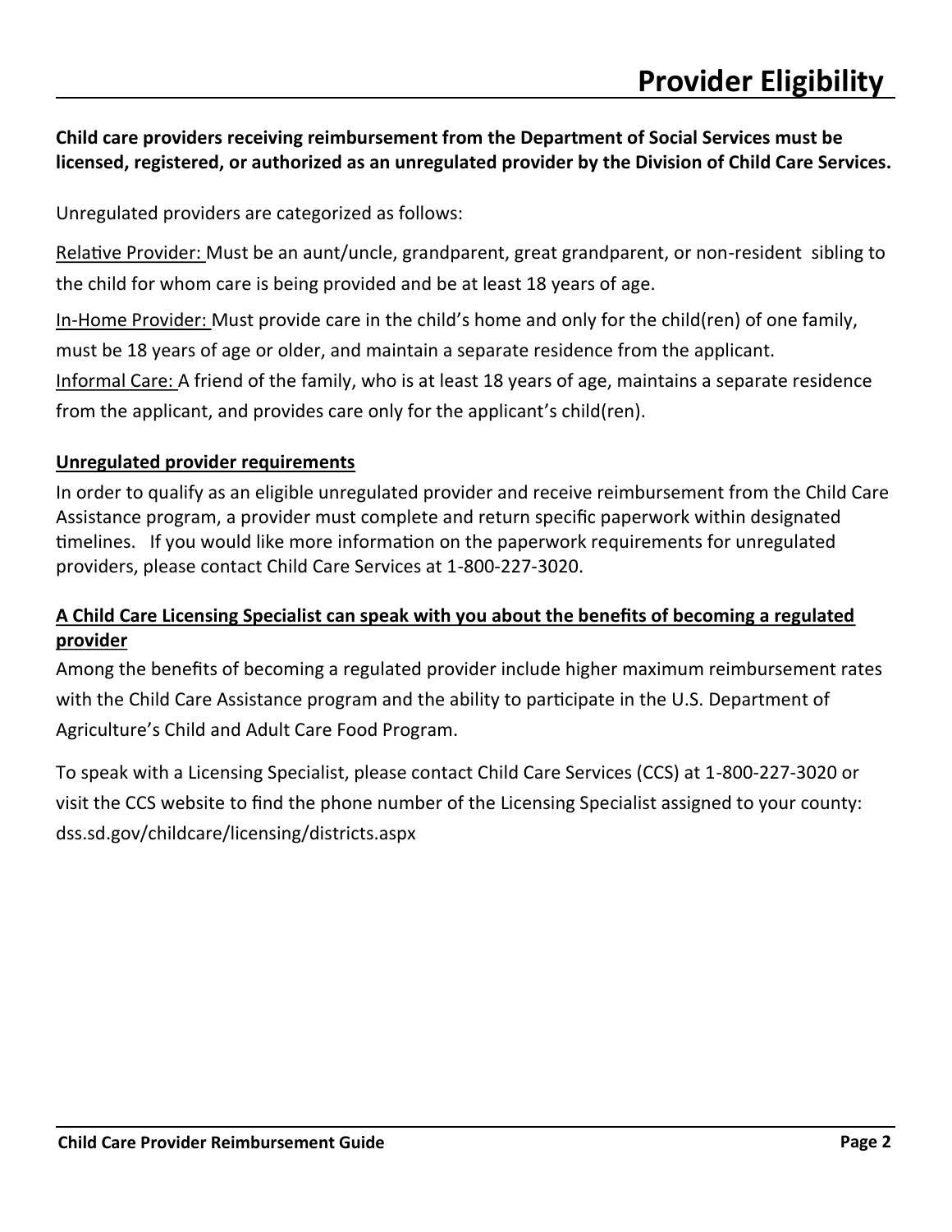# Provider Eligibility

**Child care providers receiving reimbursement from the Department of Social Services must be licensed, registered, or authorized as an unregulated provider by the Division of Child Care Services.**

Unregulated providers are categorized as follows:

Relative Provider: Must be an aunt/uncle, grandparent, great grandparent, or non-resident sibling to the child for whom care is being provided and be at least 18 years of age.

In-Home Provider: Must provide care in the child's home and only for the child(ren) of one family, must be 18 years of age or older, and maintain a separate residence from the applicant.

Informal Care: A friend of the family, who is at least 18 years of age, maintains a separate residence from the applicant, and provides care only for the applicant's child(ren).

**Unregulated provider requirements**

In order to qualify as an eligible unregulated provider and receive reimbursement from the Child Care Assistance program, a provider must complete and return specific paperwork within designated timelines. If you would like more information on the paperwork requirements for unregulated providers, please contact Child Care Services at 1-800-227-3020.

**A Child Care Licensing Specialist can speak with you about the benefits of becoming a regulated provider**

Among the benefits of becoming a regulated provider include higher maximum reimbursement rates with the Child Care Assistance program and the ability to participate in the U.S. Department of Agriculture's Child and Adult Care Food Program.

To speak with a Licensing Specialist, please contact Child Care Services (CCS) at 1-800-227-3020 or visit the CCS website to find the phone number of the Licensing Specialist assigned to your county: dss.sd.gov/childcare/licensing/districts.aspx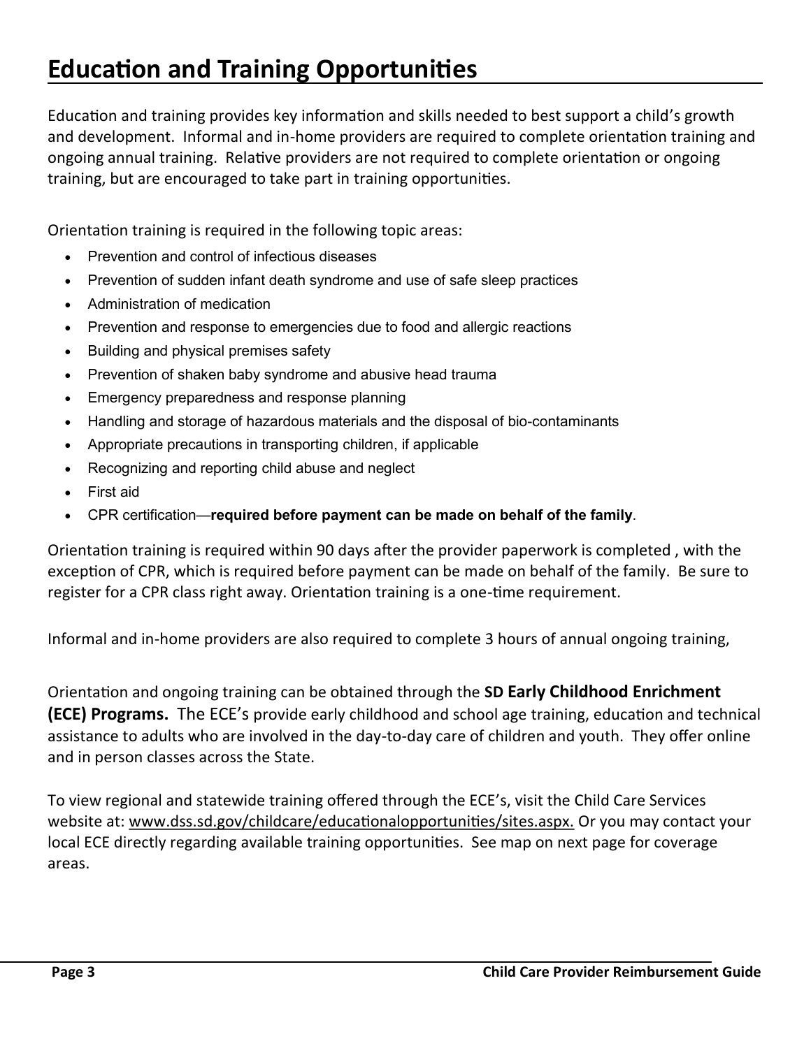# Education and Training Opportunities

Education and training provides key information and skills needed to best support a child's growth and development. Informal and in-home providers are required to complete orientation training and ongoing annual training. Relative providers are not required to complete orientation or ongoing training, but are encouraged to take part in training opportunities.

Orientation training is required in the following topic areas:

- Prevention and control of infectious diseases
- Prevention of sudden infant death syndrome and use of safe sleep practices
- Administration of medication
- Prevention and response to emergencies due to food and allergic reactions
- Building and physical premises safety
- Prevention of shaken baby syndrome and abusive head trauma
- Emergency preparedness and response planning
- Handling and storage of hazardous materials and the disposal of bio-contaminants
- Appropriate precautions in transporting children, if applicable
- Recognizing and reporting child abuse and neglect
- First aid
- CPR certification—**required before payment can be made on behalf of the family**.

Orientation training is required within 90 days after the provider paperwork is completed , with the exception of CPR, which is required before payment can be made on behalf of the family. Be sure to register for a CPR class right away. Orientation training is a one-time requirement.

Informal and in-home providers are also required to complete 3 hours of annual ongoing training,

Orientation and ongoing training can be obtained through the **SD Early Childhood Enrichment (ECE) Programs.** The ECE's provide early childhood and school age training, education and technical assistance to adults who are involved in the day-to-day care of children and youth. They offer online and in person classes across the State.

To view regional and statewide training offered through the ECE's, visit the Child Care Services website at: www.dss.sd.gov/childcare/educationalopportunities/sites.aspx. Or you may contact your local ECE directly regarding available training opportunities. See map on next page for coverage areas.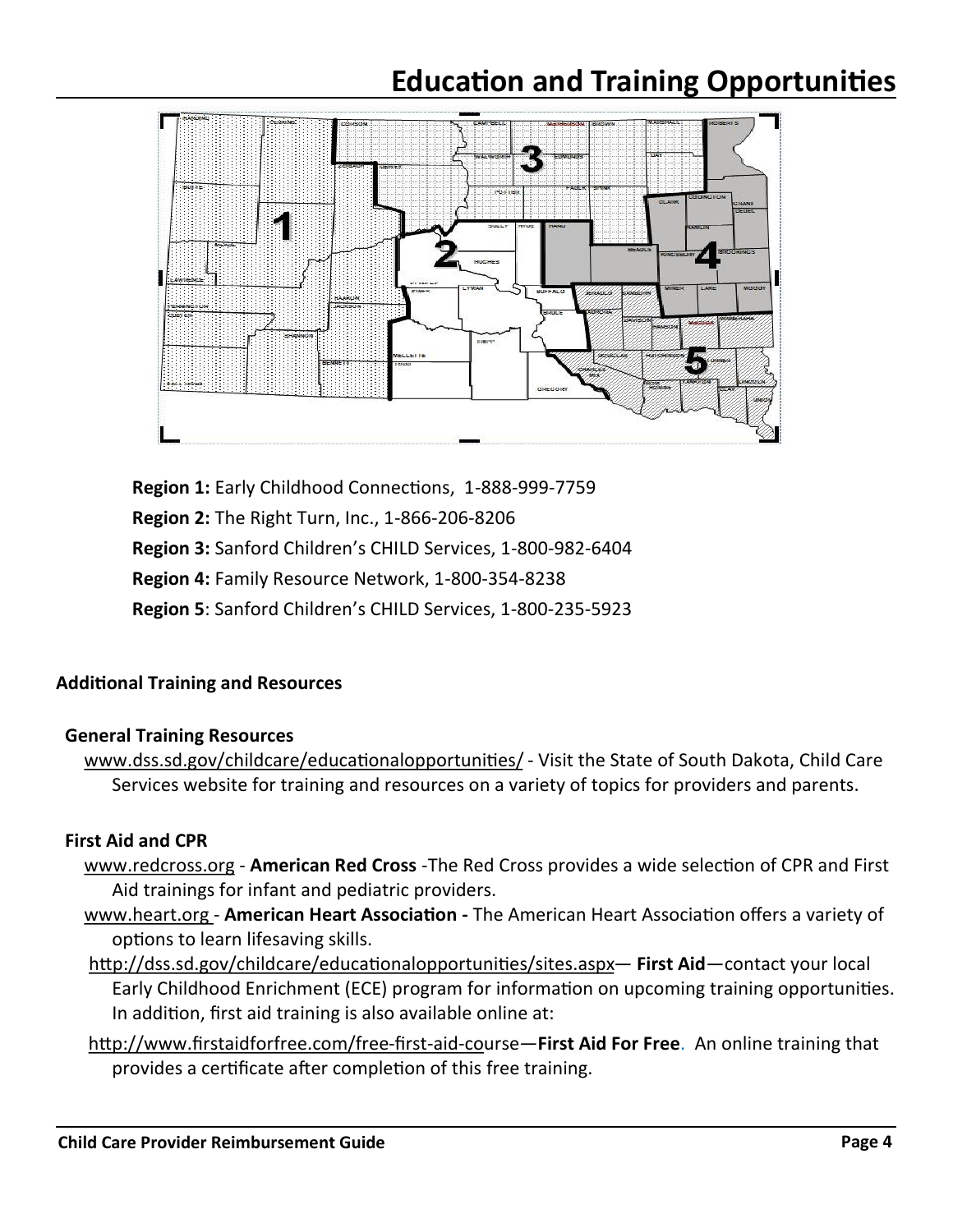# Education and Training Opportunities

**Region 1:** Early Childhood Connections, 1-888-999-7759

**Region 2:** The Right Turn, Inc., 1-866-206-8206

**Region 3:** Sanford Children's CHILD Services, 1-800-982-6404

**Region 4:** Family Resource Network, 1-800-354-8238

**Region 5**: Sanford Children's CHILD Services, 1-800-235-5923

## Additional Training and Resources

### General Training Resources

www.dss.sd.gov/childcare/educationalopportunities/ - Visit the State of South Dakota, Child Care Services website for training and resources on a variety of topics for providers and parents.

### First Aid and CPR

www.redcross.org - **American Red Cross** -The Red Cross provides a wide selection of CPR and First Aid trainings for infant and pediatric providers.

www.heart.org - **American Heart Association -** The American Heart Association offers a variety of options to learn lifesaving skills.

http://dss.sd.gov/childcare/educationalopportunities/sites.aspx— **First Aid**—contact your local Early Childhood Enrichment (ECE) program for information on upcoming training opportunities. In addition, first aid training is also available online at:

http://www.firstaidforfree.com/free-first-aid-course—**First Aid For Free**. An online training that provides a certificate after completion of this free training.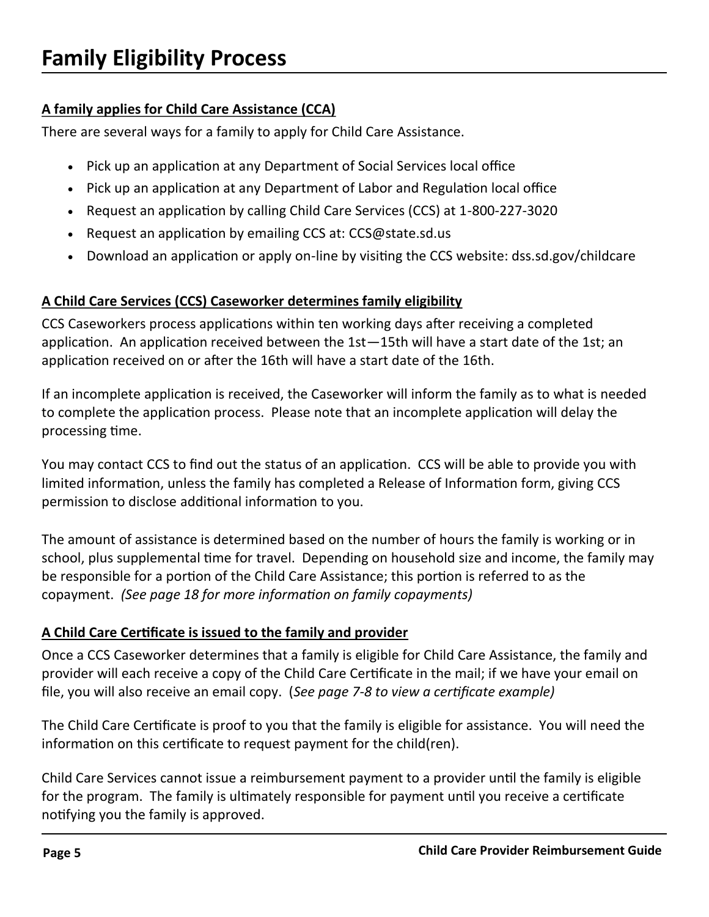# Family Eligibility Process

**A family applies for Child Care Assistance (CCA)**

There are several ways for a family to apply for Child Care Assistance.

- Pick up an application at any Department of Social Services local office
- Pick up an application at any Department of Labor and Regulation local office
- Request an application by calling Child Care Services (CCS) at 1-800-227-3020
- Request an application by emailing CCS at: CCS@state.sd.us
- Download an application or apply on-line by visiting the CCS website: dss.sd.gov/childcare

**A Child Care Services (CCS) Caseworker determines family eligibility**

CCS Caseworkers process applications within ten working days after receiving a completed application. An application received between the 1st—15th will have a start date of the 1st; an application received on or after the 16th will have a start date of the 16th.

If an incomplete application is received, the Caseworker will inform the family as to what is needed to complete the application process. Please note that an incomplete application will delay the processing time.

You may contact CCS to find out the status of an application. CCS will be able to provide you with limited information, unless the family has completed a Release of Information form, giving CCS permission to disclose additional information to you.

The amount of assistance is determined based on the number of hours the family is working or in school, plus supplemental time for travel. Depending on household size and income, the family may be responsible for a portion of the Child Care Assistance; this portion is referred to as the copayment. *(See page 18 for more information on family copayments)*

**A Child Care Certificate is issued to the family and provider**

Once a CCS Caseworker determines that a family is eligible for Child Care Assistance, the family and provider will each receive a copy of the Child Care Certificate in the mail; if we have your email on file, you will also receive an email copy. (*See page 7-8 to view a certificate example)*

The Child Care Certificate is proof to you that the family is eligible for assistance. You will need the information on this certificate to request payment for the child(ren).

Child Care Services cannot issue a reimbursement payment to a provider until the family is eligible for the program. The family is ultimately responsible for payment until you receive a certificate notifying you the family is approved.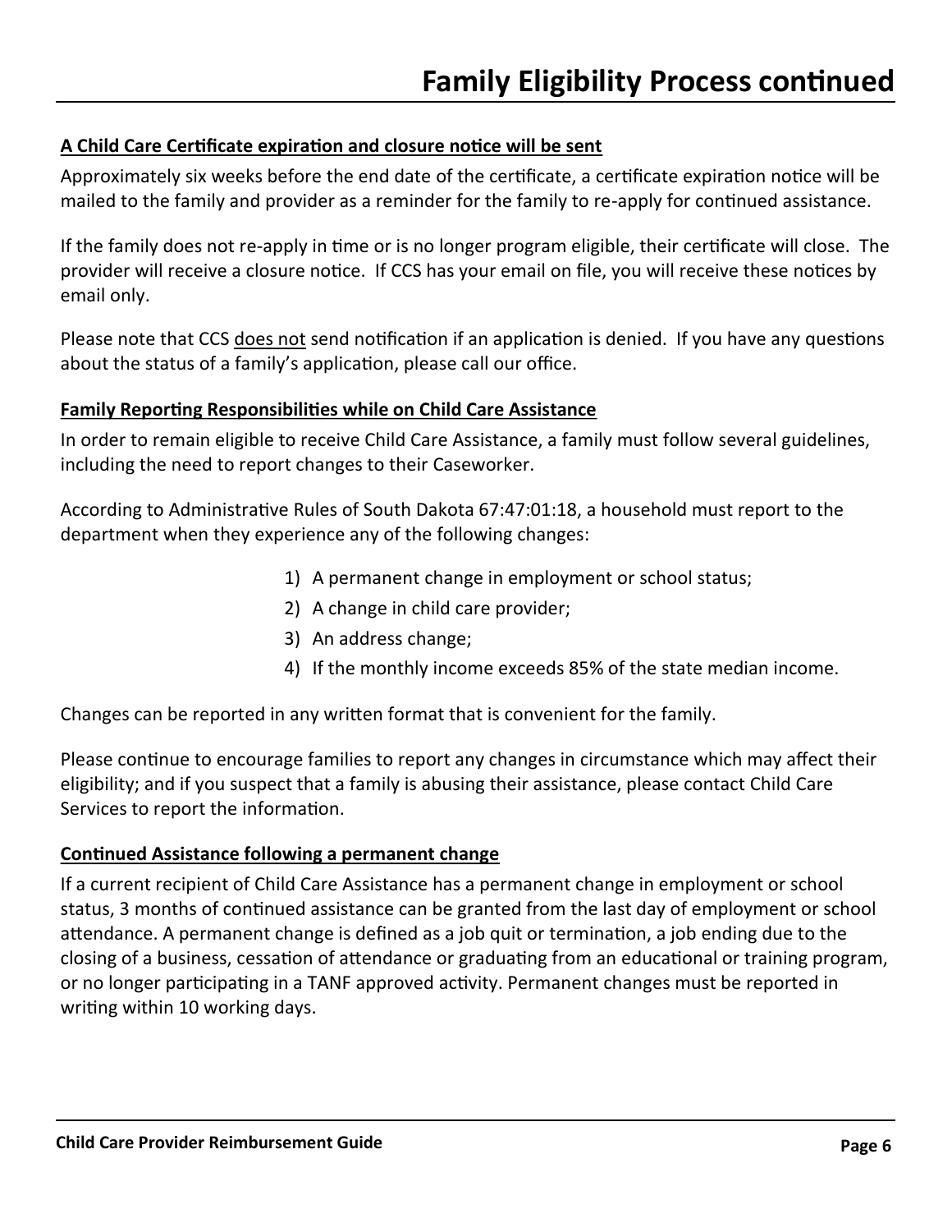# Family Eligibility Process continued

**A Child Care Certificate expiration and closure notice will be sent**

Approximately six weeks before the end date of the certificate, a certificate expiration notice will be mailed to the family and provider as a reminder for the family to re-apply for continued assistance.

If the family does not re-apply in time or is no longer program eligible, their certificate will close. The provider will receive a closure notice. If CCS has your email on file, you will receive these notices by email only.

Please note that CCS does not send notification if an application is denied. If you have any questions about the status of a family's application, please call our office.

**Family Reporting Responsibilities while on Child Care Assistance**

In order to remain eligible to receive Child Care Assistance, a family must follow several guidelines, including the need to report changes to their Caseworker.

According to Administrative Rules of South Dakota 67:47:01:18, a household must report to the department when they experience any of the following changes:

1) A permanent change in employment or school status;
2) A change in child care provider;
3) An address change;
4) If the monthly income exceeds 85% of the state median income.

Changes can be reported in any written format that is convenient for the family.

Please continue to encourage families to report any changes in circumstance which may affect their eligibility; and if you suspect that a family is abusing their assistance, please contact Child Care Services to report the information.

**Continued Assistance following a permanent change**

If a current recipient of Child Care Assistance has a permanent change in employment or school status, 3 months of continued assistance can be granted from the last day of employment or school attendance. A permanent change is defined as a job quit or termination, a job ending due to the closing of a business, cessation of attendance or graduating from an educational or training program, or no longer participating in a TANF approved activity. Permanent changes must be reported in writing within 10 working days.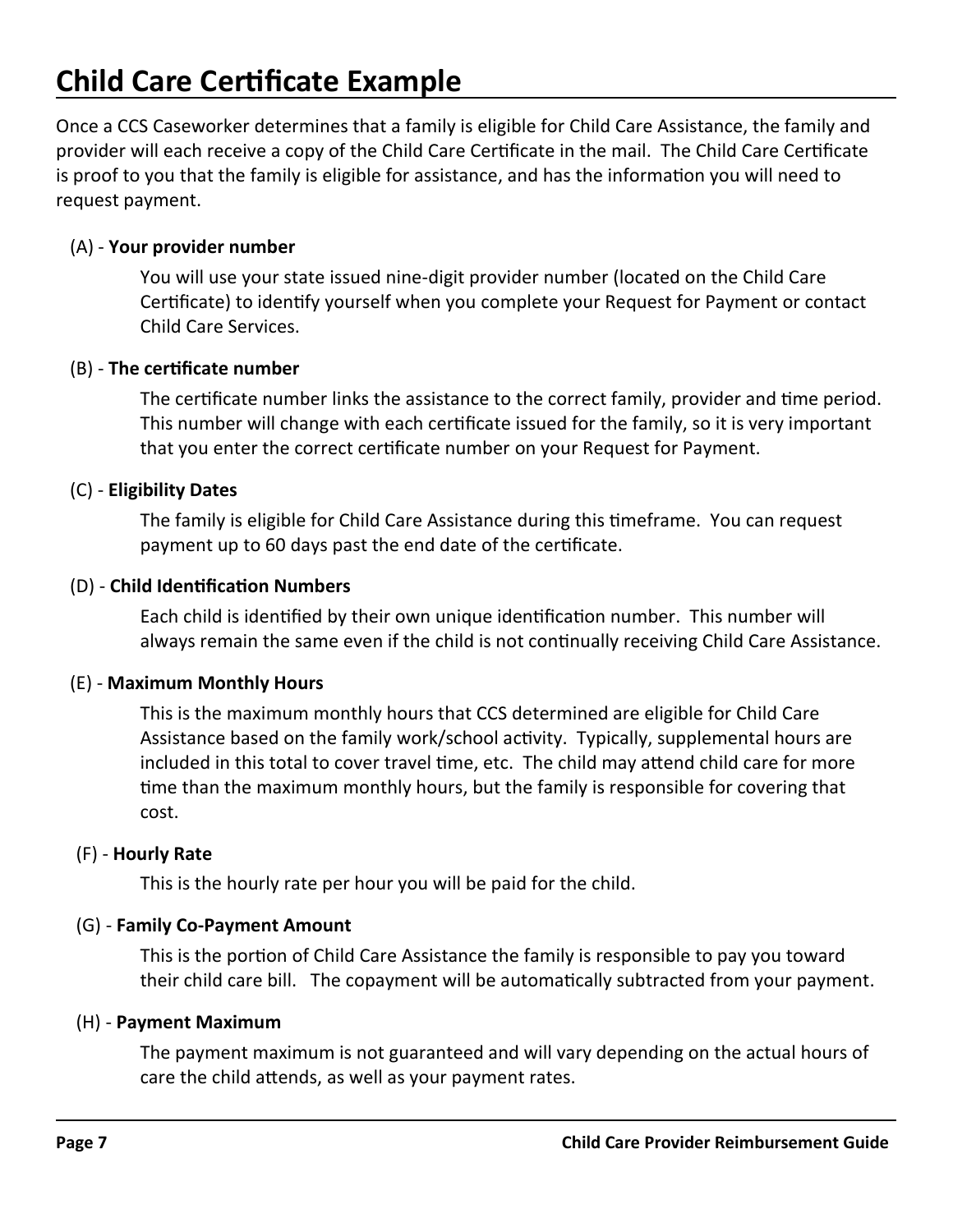# Child Care Certificate Example

Once a CCS Caseworker determines that a family is eligible for Child Care Assistance, the family and provider will each receive a copy of the Child Care Certificate in the mail. The Child Care Certificate is proof to you that the family is eligible for assistance, and has the information you will need to request payment.

(A) - **Your provider number**

You will use your state issued nine-digit provider number (located on the Child Care Certificate) to identify yourself when you complete your Request for Payment or contact Child Care Services.

(B) - **The certificate number**

The certificate number links the assistance to the correct family, provider and time period. This number will change with each certificate issued for the family, so it is very important that you enter the correct certificate number on your Request for Payment.

(C) - **Eligibility Dates**

The family is eligible for Child Care Assistance during this timeframe. You can request payment up to 60 days past the end date of the certificate.

(D) - **Child Identification Numbers**

Each child is identified by their own unique identification number. This number will always remain the same even if the child is not continually receiving Child Care Assistance.

(E) - **Maximum Monthly Hours**

This is the maximum monthly hours that CCS determined are eligible for Child Care Assistance based on the family work/school activity. Typically, supplemental hours are included in this total to cover travel time, etc. The child may attend child care for more time than the maximum monthly hours, but the family is responsible for covering that cost.

(F) - **Hourly Rate**

This is the hourly rate per hour you will be paid for the child.

(G) - **Family Co-Payment Amount**

This is the portion of Child Care Assistance the family is responsible to pay you toward their child care bill. The copayment will be automatically subtracted from your payment.

(H) - **Payment Maximum**

The payment maximum is not guaranteed and will vary depending on the actual hours of care the child attends, as well as your payment rates.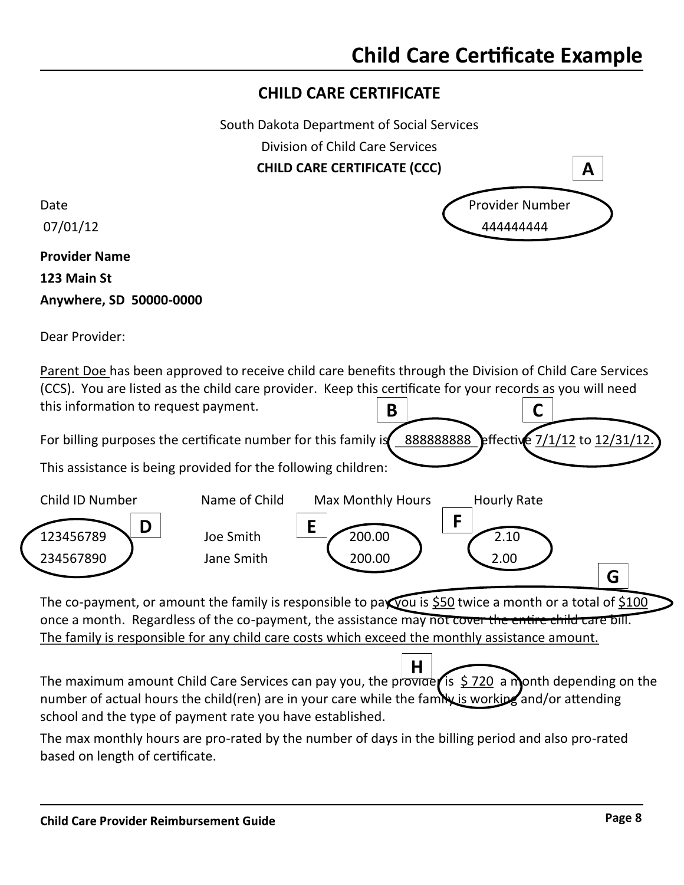# Child Care Certificate Example

## CHILD CARE CERTIFICATE

South Dakota Department of Social Services

Division of Child Care Services

**CHILD CARE CERTIFICATE (CCC)**

**A**

| Date | Provider Number |
|---|---|
| 07/01/12 | 444444444 |

**Provider Name**

**123 Main St**

**Anywhere, SD 50000-0000**

Dear Provider:

Parent Doe has been approved to receive child care benefits through the Division of Child Care Services (CCS). You are listed as the child care provider. Keep this certificate for your records as you will need this information to request payment.

**B** **C**

For billing purposes the certificate number for this family is 888888888 effective 7/1/12 to 12/31/12.

This assistance is being provided for the following children:

| Child ID Number **D** | Name of Child | Max Monthly Hours **E** | Hourly Rate **F** |
|---|---|---|---|
| 123456789 | Joe Smith | 200.00 | 2.10 |
| 234567890 | Jane Smith | 200.00 | 2.00 |

**G**

The co-payment, or amount the family is responsible to pay you is $50 twice a month or a total of $100 once a month. Regardless of the co-payment, the assistance may not cover the entire child care bill. The family is responsible for any child care costs which exceed the monthly assistance amount.

**H**

The maximum amount Child Care Services can pay you, the provider is $ 720 a month depending on the number of actual hours the child(ren) are in your care while the family is working and/or attending school and the type of payment rate you have established.

The max monthly hours are pro-rated by the number of days in the billing period and also pro-rated based on length of certificate.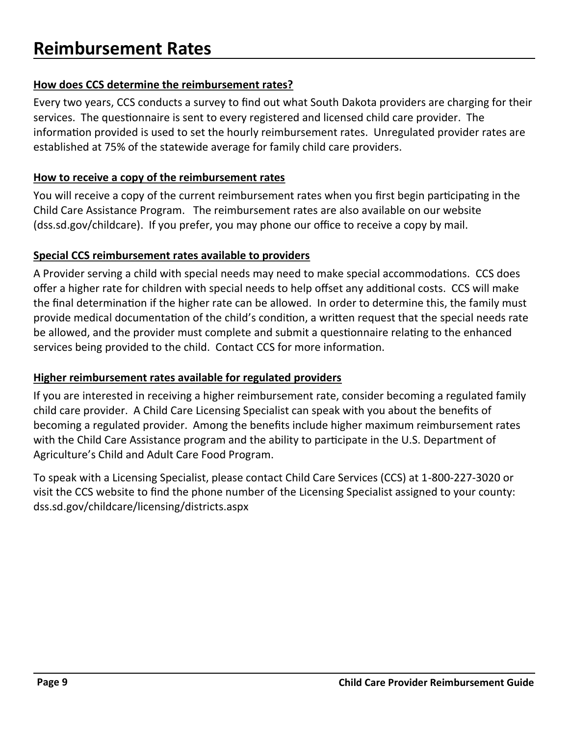# Reimbursement Rates

**How does CCS determine the reimbursement rates?**

Every two years, CCS conducts a survey to find out what South Dakota providers are charging for their services. The questionnaire is sent to every registered and licensed child care provider. The information provided is used to set the hourly reimbursement rates. Unregulated provider rates are established at 75% of the statewide average for family child care providers.

**How to receive a copy of the reimbursement rates**

You will receive a copy of the current reimbursement rates when you first begin participating in the Child Care Assistance Program. The reimbursement rates are also available on our website (dss.sd.gov/childcare). If you prefer, you may phone our office to receive a copy by mail.

**Special CCS reimbursement rates available to providers**

A Provider serving a child with special needs may need to make special accommodations. CCS does offer a higher rate for children with special needs to help offset any additional costs. CCS will make the final determination if the higher rate can be allowed. In order to determine this, the family must provide medical documentation of the child's condition, a written request that the special needs rate be allowed, and the provider must complete and submit a questionnaire relating to the enhanced services being provided to the child. Contact CCS for more information.

**Higher reimbursement rates available for regulated providers**

If you are interested in receiving a higher reimbursement rate, consider becoming a regulated family child care provider. A Child Care Licensing Specialist can speak with you about the benefits of becoming a regulated provider. Among the benefits include higher maximum reimbursement rates with the Child Care Assistance program and the ability to participate in the U.S. Department of Agriculture's Child and Adult Care Food Program.

To speak with a Licensing Specialist, please contact Child Care Services (CCS) at 1-800-227-3020 or visit the CCS website to find the phone number of the Licensing Specialist assigned to your county: dss.sd.gov/childcare/licensing/districts.aspx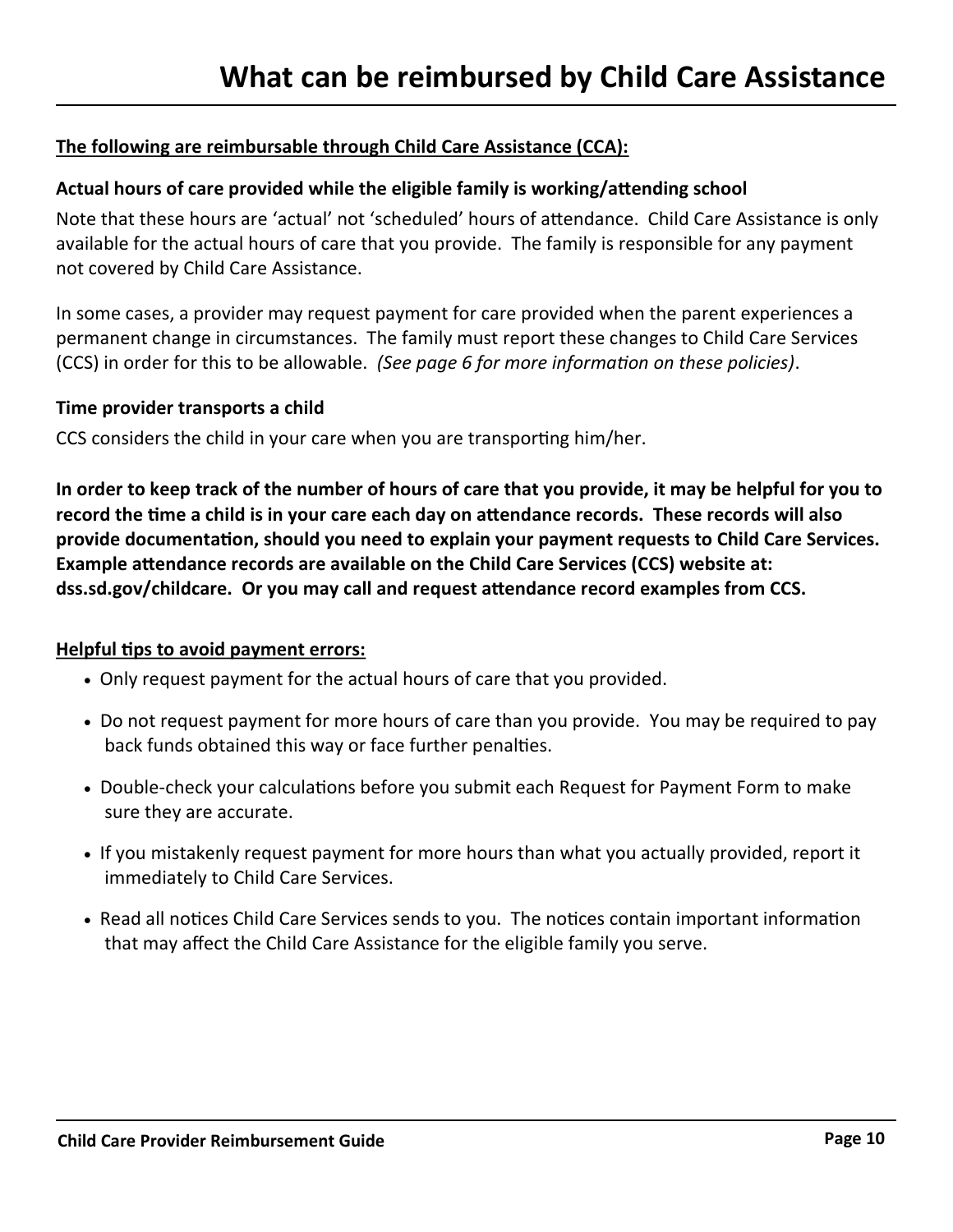# What can be reimbursed by Child Care Assistance

**The following are reimbursable through Child Care Assistance (CCA):**

**Actual hours of care provided while the eligible family is working/attending school**

Note that these hours are 'actual' not 'scheduled' hours of attendance. Child Care Assistance is only available for the actual hours of care that you provide. The family is responsible for any payment not covered by Child Care Assistance.

In some cases, a provider may request payment for care provided when the parent experiences a permanent change in circumstances. The family must report these changes to Child Care Services (CCS) in order for this to be allowable. *(See page 6 for more information on these policies)*.

**Time provider transports a child**

CCS considers the child in your care when you are transporting him/her.

**In order to keep track of the number of hours of care that you provide, it may be helpful for you to record the time a child is in your care each day on attendance records. These records will also provide documentation, should you need to explain your payment requests to Child Care Services. Example attendance records are available on the Child Care Services (CCS) website at: dss.sd.gov/childcare. Or you may call and request attendance record examples from CCS.**

**Helpful tips to avoid payment errors:**

- Only request payment for the actual hours of care that you provided.
- Do not request payment for more hours of care than you provide. You may be required to pay back funds obtained this way or face further penalties.
- Double-check your calculations before you submit each Request for Payment Form to make sure they are accurate.
- If you mistakenly request payment for more hours than what you actually provided, report it immediately to Child Care Services.
- Read all notices Child Care Services sends to you. The notices contain important information that may affect the Child Care Assistance for the eligible family you serve.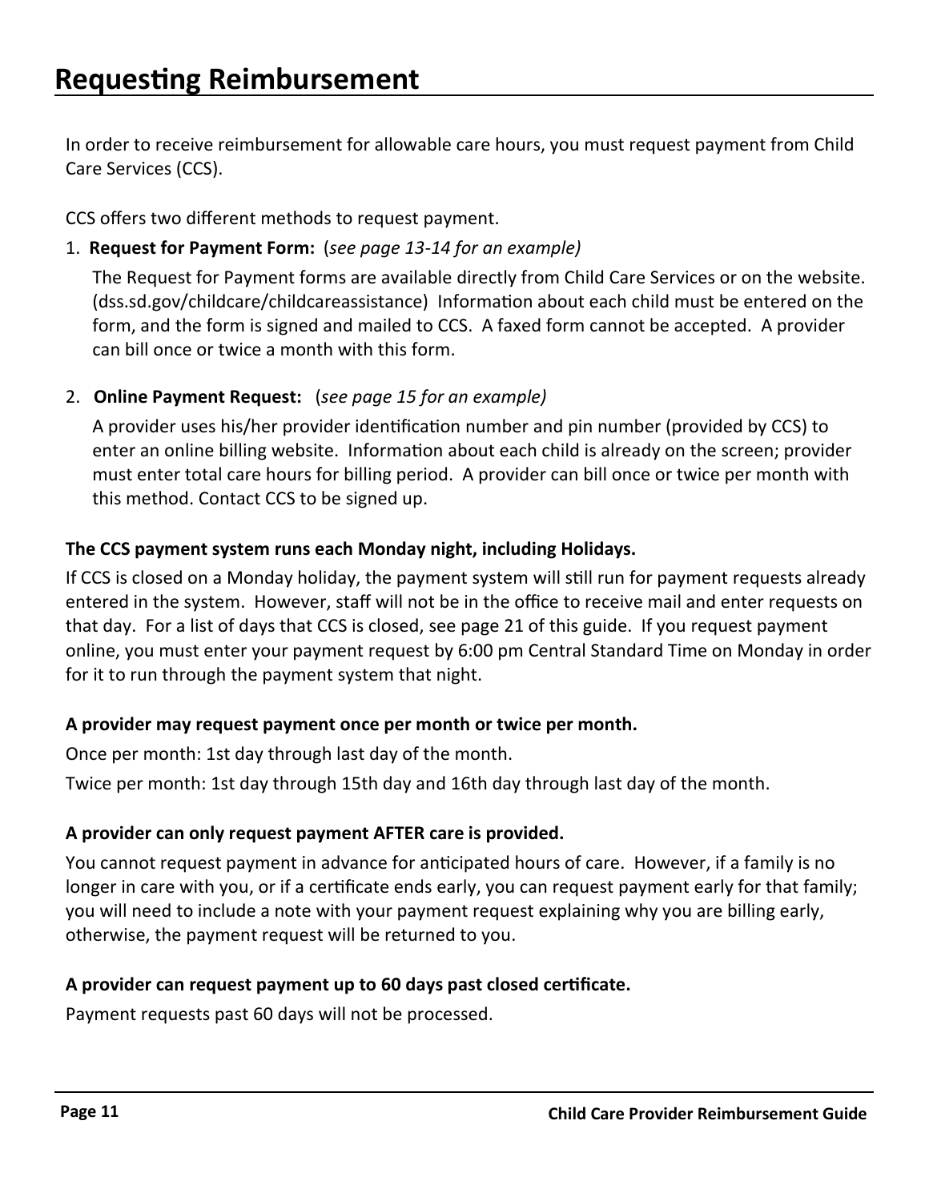# Requesting Reimbursement

In order to receive reimbursement for allowable care hours, you must request payment from Child Care Services (CCS).

CCS offers two different methods to request payment.

1. **Request for Payment Form:** (*see page 13-14 for an example)*

   The Request for Payment forms are available directly from Child Care Services or on the website. (dss.sd.gov/childcare/childcareassistance) Information about each child must be entered on the form, and the form is signed and mailed to CCS. A faxed form cannot be accepted. A provider can bill once or twice a month with this form.

2. **Online Payment Request:** (*see page 15 for an example)*

   A provider uses his/her provider identification number and pin number (provided by CCS) to enter an online billing website. Information about each child is already on the screen; provider must enter total care hours for billing period. A provider can bill once or twice per month with this method. Contact CCS to be signed up.

**The CCS payment system runs each Monday night, including Holidays.**

If CCS is closed on a Monday holiday, the payment system will still run for payment requests already entered in the system. However, staff will not be in the office to receive mail and enter requests on that day. For a list of days that CCS is closed, see page 21 of this guide. If you request payment online, you must enter your payment request by 6:00 pm Central Standard Time on Monday in order for it to run through the payment system that night.

**A provider may request payment once per month or twice per month.**

Once per month: 1st day through last day of the month.

Twice per month: 1st day through 15th day and 16th day through last day of the month.

**A provider can only request payment AFTER care is provided.**

You cannot request payment in advance for anticipated hours of care. However, if a family is no longer in care with you, or if a certificate ends early, you can request payment early for that family; you will need to include a note with your payment request explaining why you are billing early, otherwise, the payment request will be returned to you.

**A provider can request payment up to 60 days past closed certificate.**

Payment requests past 60 days will not be processed.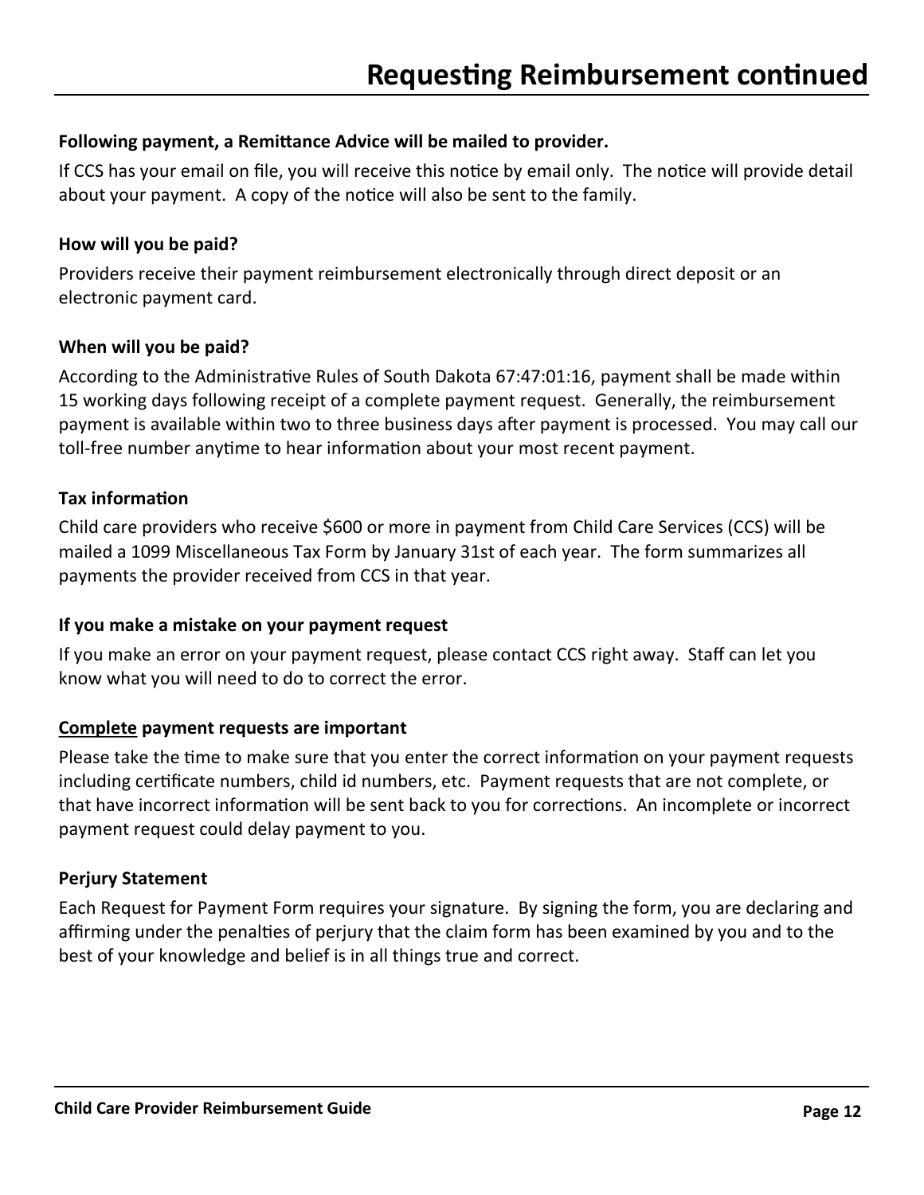# Requesting Reimbursement continued

**Following payment, a Remittance Advice will be mailed to provider.**

If CCS has your email on file, you will receive this notice by email only. The notice will provide detail about your payment. A copy of the notice will also be sent to the family.

**How will you be paid?**

Providers receive their payment reimbursement electronically through direct deposit or an electronic payment card.

**When will you be paid?**

According to the Administrative Rules of South Dakota 67:47:01:16, payment shall be made within 15 working days following receipt of a complete payment request. Generally, the reimbursement payment is available within two to three business days after payment is processed. You may call our toll-free number anytime to hear information about your most recent payment.

**Tax information**

Child care providers who receive $600 or more in payment from Child Care Services (CCS) will be mailed a 1099 Miscellaneous Tax Form by January 31st of each year. The form summarizes all payments the provider received from CCS in that year.

**If you make a mistake on your payment request**

If you make an error on your payment request, please contact CCS right away. Staff can let you know what you will need to do to correct the error.

**<u>Complete</u> payment requests are important**

Please take the time to make sure that you enter the correct information on your payment requests including certificate numbers, child id numbers, etc. Payment requests that are not complete, or that have incorrect information will be sent back to you for corrections. An incomplete or incorrect payment request could delay payment to you.

**Perjury Statement**

Each Request for Payment Form requires your signature. By signing the form, you are declaring and affirming under the penalties of perjury that the claim form has been examined by you and to the best of your knowledge and belief is in all things true and correct.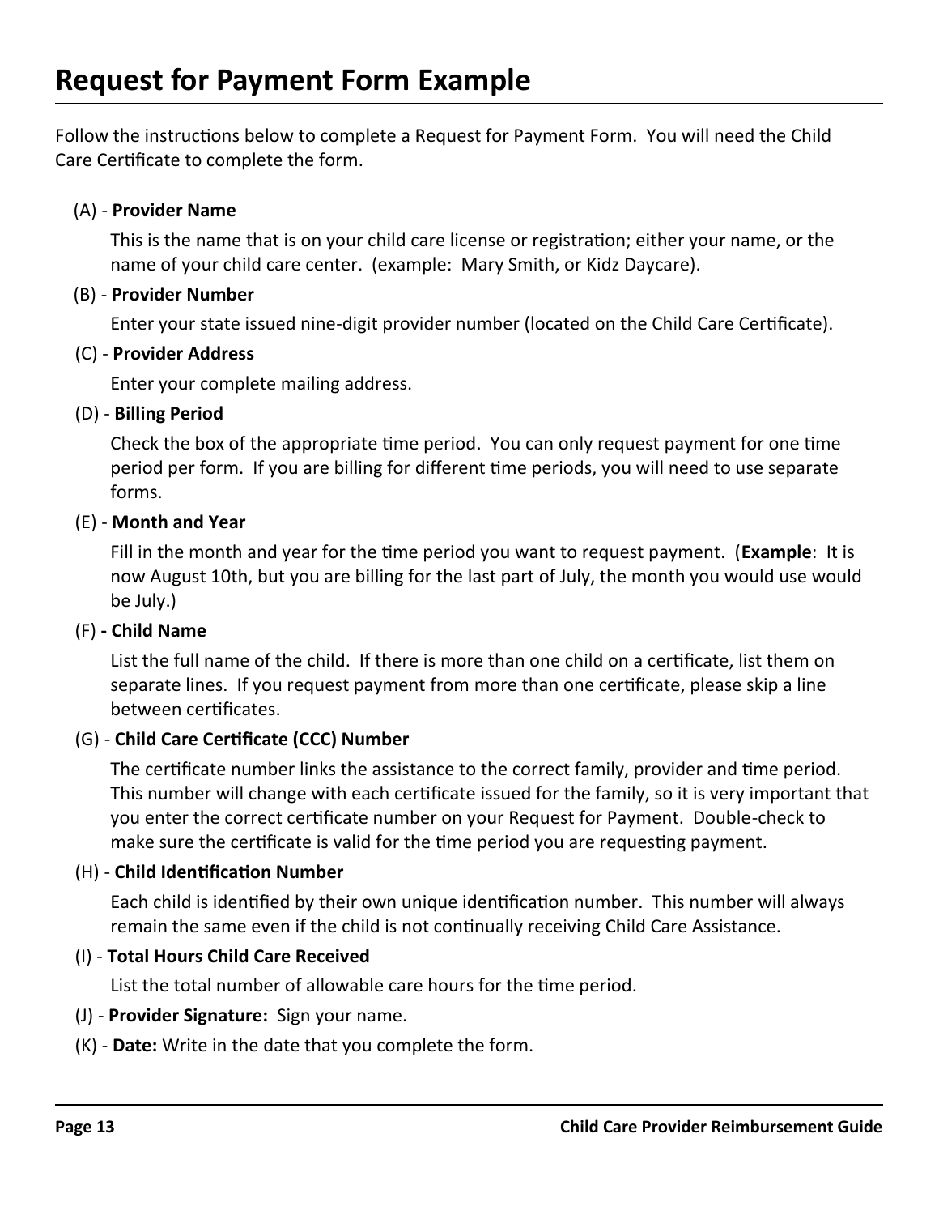# Request for Payment Form Example

Follow the instructions below to complete a Request for Payment Form. You will need the Child Care Certificate to complete the form.

(A) - **Provider Name**

This is the name that is on your child care license or registration; either your name, or the name of your child care center. (example: Mary Smith, or Kidz Daycare).

(B) - **Provider Number**

Enter your state issued nine-digit provider number (located on the Child Care Certificate).

(C) - **Provider Address**

Enter your complete mailing address.

(D) - **Billing Period**

Check the box of the appropriate time period. You can only request payment for one time period per form. If you are billing for different time periods, you will need to use separate forms.

(E) - **Month and Year**

Fill in the month and year for the time period you want to request payment. (**Example**: It is now August 10th, but you are billing for the last part of July, the month you would use would be July.)

(F) **- Child Name**

List the full name of the child. If there is more than one child on a certificate, list them on separate lines. If you request payment from more than one certificate, please skip a line between certificates.

(G) - **Child Care Certificate (CCC) Number**

The certificate number links the assistance to the correct family, provider and time period. This number will change with each certificate issued for the family, so it is very important that you enter the correct certificate number on your Request for Payment. Double-check to make sure the certificate is valid for the time period you are requesting payment.

(H) - **Child Identification Number**

Each child is identified by their own unique identification number. This number will always remain the same even if the child is not continually receiving Child Care Assistance.

(I) - **Total Hours Child Care Received**

List the total number of allowable care hours for the time period.

(J) - **Provider Signature:** Sign your name.

(K) - **Date:** Write in the date that you complete the form.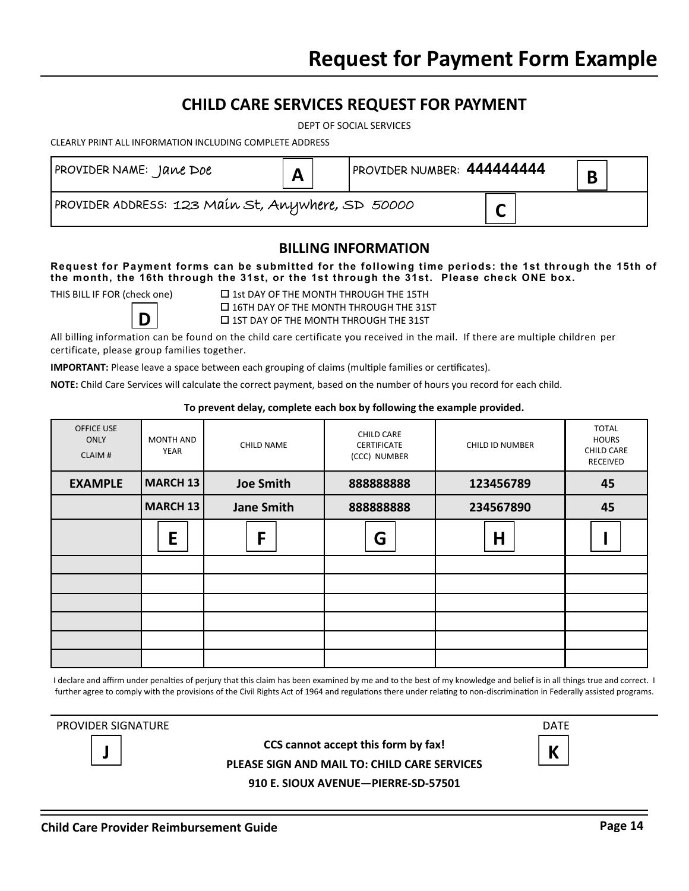# Request for Payment Form Example

## CHILD CARE SERVICES REQUEST FOR PAYMENT

DEPT OF SOCIAL SERVICES

CLEARLY PRINT ALL INFORMATION INCLUDING COMPLETE ADDRESS

| PROVIDER NAME: Jane Doe **A** | PROVIDER NUMBER: **444444444** **B** |
|---|---|
| PROVIDER ADDRESS: 123 Main St, Anywhere, SD 50000 **C** | |

### BILLING INFORMATION

**Request for Payment forms can be submitted for the following time periods: the 1st through the 15th of the month, the 16th through the 31st, or the 1st through the 31st. Please check ONE box.**

THIS BILL IF FOR (check one) **D**

- ☐ 1st DAY OF THE MONTH THROUGH THE 15TH
- ☐ 16TH DAY OF THE MONTH THROUGH THE 31ST
- ☐ 1ST DAY OF THE MONTH THROUGH THE 31ST

All billing information can be found on the child care certificate you received in the mail. If there are multiple children per certificate, please group families together.

**IMPORTANT:** Please leave a space between each grouping of claims (multiple families or certificates).

**NOTE:** Child Care Services will calculate the correct payment, based on the number of hours you record for each child.

**To prevent delay, complete each box by following the example provided.**

| OFFICE USE ONLY CLAIM # | MONTH AND YEAR | CHILD NAME | CHILD CARE CERTIFICATE (CCC) NUMBER | CHILD ID NUMBER | TOTAL HOURS CHILD CARE RECEIVED |
|---|---|---|---|---|---|
| **EXAMPLE** | **MARCH 13** | **Joe Smith** | **888888888** | **123456789** | **45** |
| | **MARCH 13** | **Jane Smith** | **888888888** | **234567890** | **45** |
| | **E** | **F** | **G** | **H** | **I** |
| | | | | | |
| | | | | | |
| | | | | | |
| | | | | | |
| | | | | | |
| | | | | | |

I declare and affirm under penalties of perjury that this claim has been examined by me and to the best of my knowledge and belief is in all things true and correct. I further agree to comply with the provisions of the Civil Rights Act of 1964 and regulations there under relating to non-discrimination in Federally assisted programs.

PROVIDER SIGNATURE **J**

DATE **K**

**CCS cannot accept this form by fax!**

**PLEASE SIGN AND MAIL TO: CHILD CARE SERVICES**

**910 E. SIOUX AVENUE—PIERRE-SD-57501**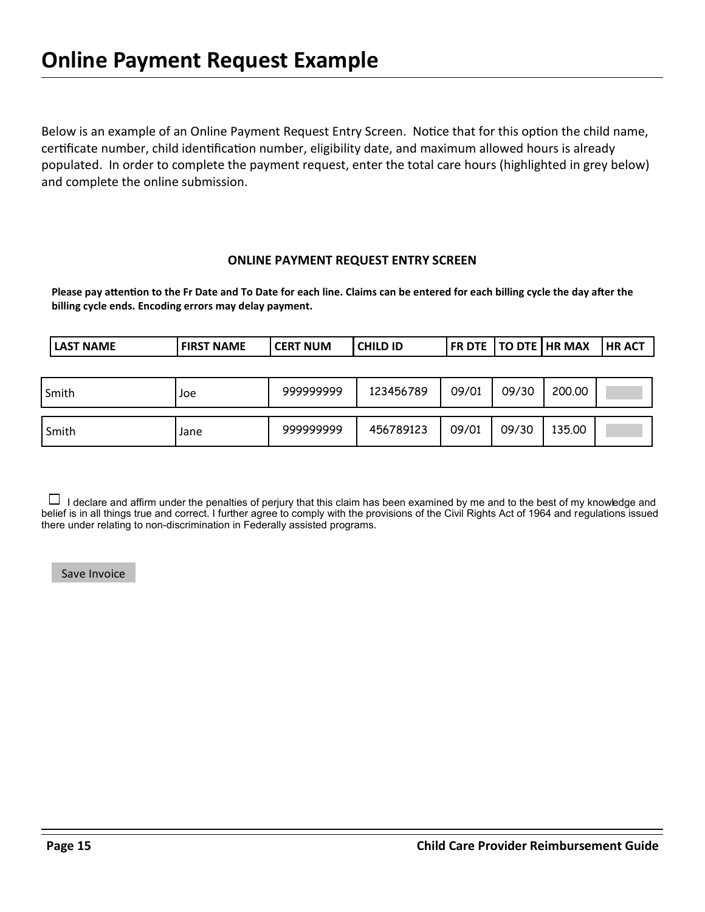# Online Payment Request Example

Below is an example of an Online Payment Request Entry Screen. Notice that for this option the child name, certificate number, child identification number, eligibility date, and maximum allowed hours is already populated. In order to complete the payment request, enter the total care hours (highlighted in grey below) and complete the online submission.

**ONLINE PAYMENT REQUEST ENTRY SCREEN**

**Please pay attention to the Fr Date and To Date for each line. Claims can be entered for each billing cycle the day after the billing cycle ends. Encoding errors may delay payment.**

| LAST NAME | FIRST NAME | CERT NUM | CHILD ID | FR DTE | TO DTE | HR MAX | HR ACT |
|---|---|---|---|---|---|---|---|
| Smith | Joe | 999999999 | 123456789 | 09/01 | 09/30 | 200.00 | |
| Smith | Jane | 999999999 | 456789123 | 09/01 | 09/30 | 135.00 | |

☐ I declare and affirm under the penalties of perjury that this claim has been examined by me and to the best of my knowledge and belief is in all things true and correct. I further agree to comply with the provisions of the Civil Rights Act of 1964 and regulations issued there under relating to non-discrimination in Federally assisted programs.

Save Invoice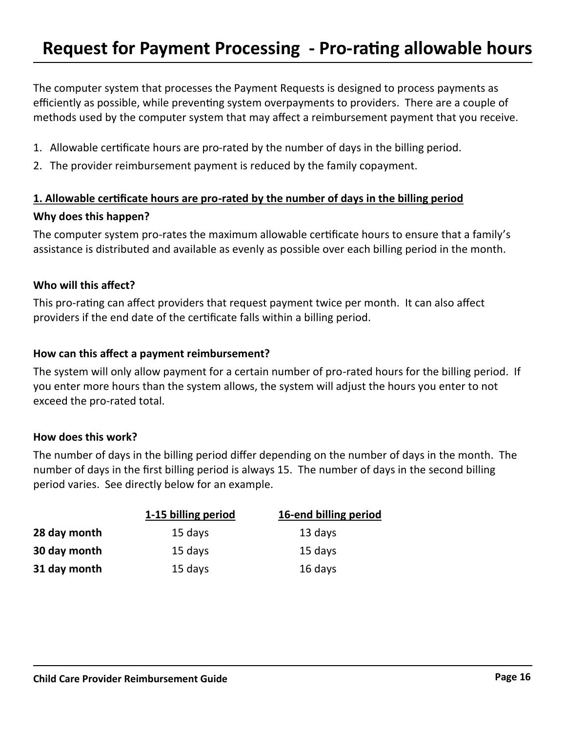# Request for Payment Processing - Pro-rating allowable hours

The computer system that processes the Payment Requests is designed to process payments as efficiently as possible, while preventing system overpayments to providers. There are a couple of methods used by the computer system that may affect a reimbursement payment that you receive.

1. Allowable certificate hours are pro-rated by the number of days in the billing period.
2. The provider reimbursement payment is reduced by the family copayment.

**1. Allowable certificate hours are pro-rated by the number of days in the billing period**

**Why does this happen?**

The computer system pro-rates the maximum allowable certificate hours to ensure that a family's assistance is distributed and available as evenly as possible over each billing period in the month.

**Who will this affect?**

This pro-rating can affect providers that request payment twice per month. It can also affect providers if the end date of the certificate falls within a billing period.

**How can this affect a payment reimbursement?**

The system will only allow payment for a certain number of pro-rated hours for the billing period. If you enter more hours than the system allows, the system will adjust the hours you enter to not exceed the pro-rated total.

**How does this work?**

The number of days in the billing period differ depending on the number of days in the month. The number of days in the first billing period is always 15. The number of days in the second billing period varies. See directly below for an example.

| | 1-15 billing period | 16-end billing period |
|---|---|---|
| **28 day month** | 15 days | 13 days |
| **30 day month** | 15 days | 15 days |
| **31 day month** | 15 days | 16 days |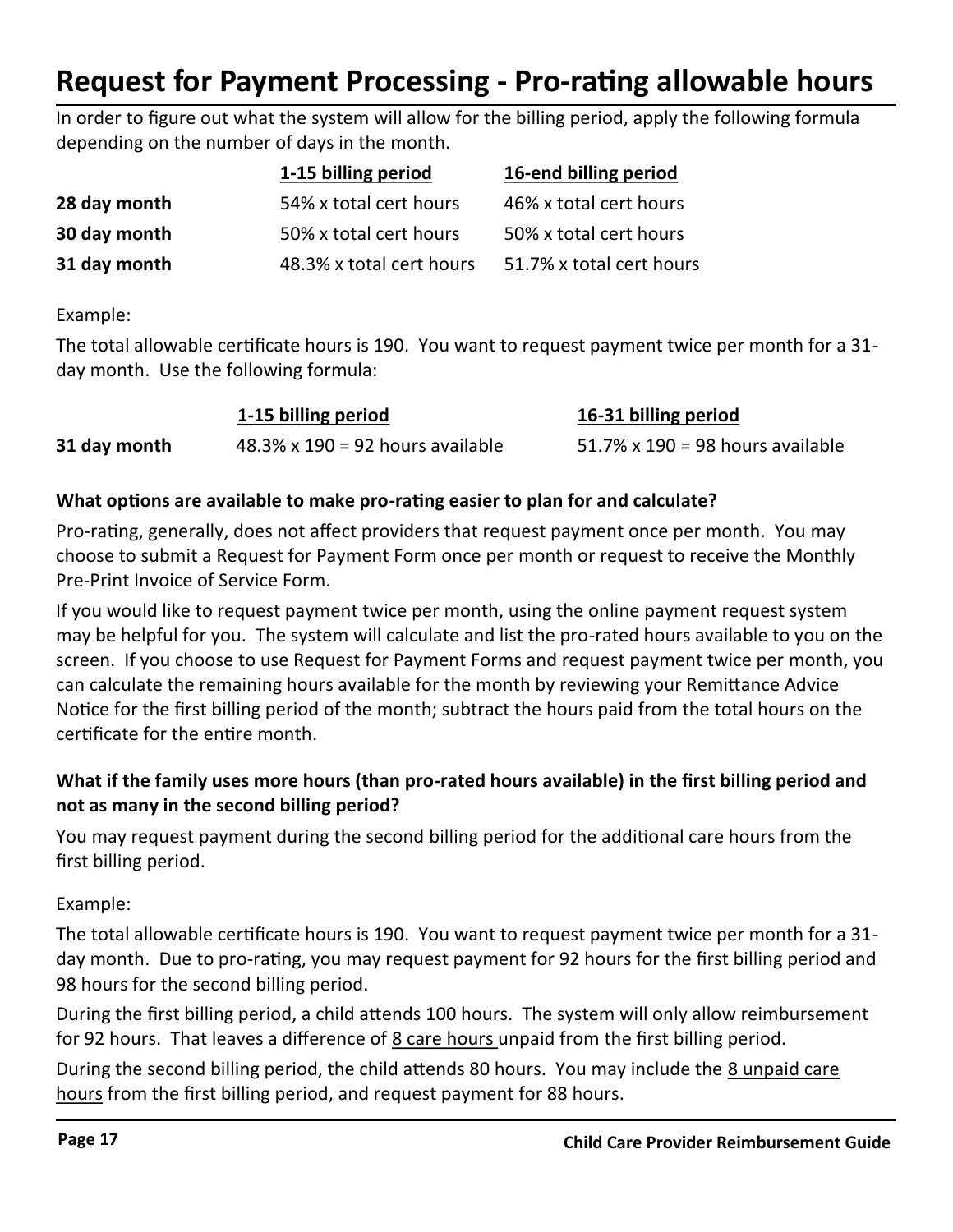# Request for Payment Processing - Pro-rating allowable hours

In order to figure out what the system will allow for the billing period, apply the following formula depending on the number of days in the month.

| | 1-15 billing period | 16-end billing period |
|---|---|---|
| **28 day month** | 54% x total cert hours | 46% x total cert hours |
| **30 day month** | 50% x total cert hours | 50% x total cert hours |
| **31 day month** | 48.3% x total cert hours | 51.7% x total cert hours |

Example:

The total allowable certificate hours is 190. You want to request payment twice per month for a 31-day month. Use the following formula:

| | 1-15 billing period | 16-31 billing period |
|---|---|---|
| **31 day month** | 48.3% x 190 = 92 hours available | 51.7% x 190 = 98 hours available |

**What options are available to make pro-rating easier to plan for and calculate?**

Pro-rating, generally, does not affect providers that request payment once per month. You may choose to submit a Request for Payment Form once per month or request to receive the Monthly Pre-Print Invoice of Service Form.

If you would like to request payment twice per month, using the online payment request system may be helpful for you. The system will calculate and list the pro-rated hours available to you on the screen. If you choose to use Request for Payment Forms and request payment twice per month, you can calculate the remaining hours available for the month by reviewing your Remittance Advice Notice for the first billing period of the month; subtract the hours paid from the total hours on the certificate for the entire month.

**What if the family uses more hours (than pro-rated hours available) in the first billing period and not as many in the second billing period?**

You may request payment during the second billing period for the additional care hours from the first billing period.

Example:

The total allowable certificate hours is 190. You want to request payment twice per month for a 31-day month. Due to pro-rating, you may request payment for 92 hours for the first billing period and 98 hours for the second billing period.

During the first billing period, a child attends 100 hours. The system will only allow reimbursement for 92 hours. That leaves a difference of 8 care hours unpaid from the first billing period.

During the second billing period, the child attends 80 hours. You may include the 8 unpaid care hours from the first billing period, and request payment for 88 hours.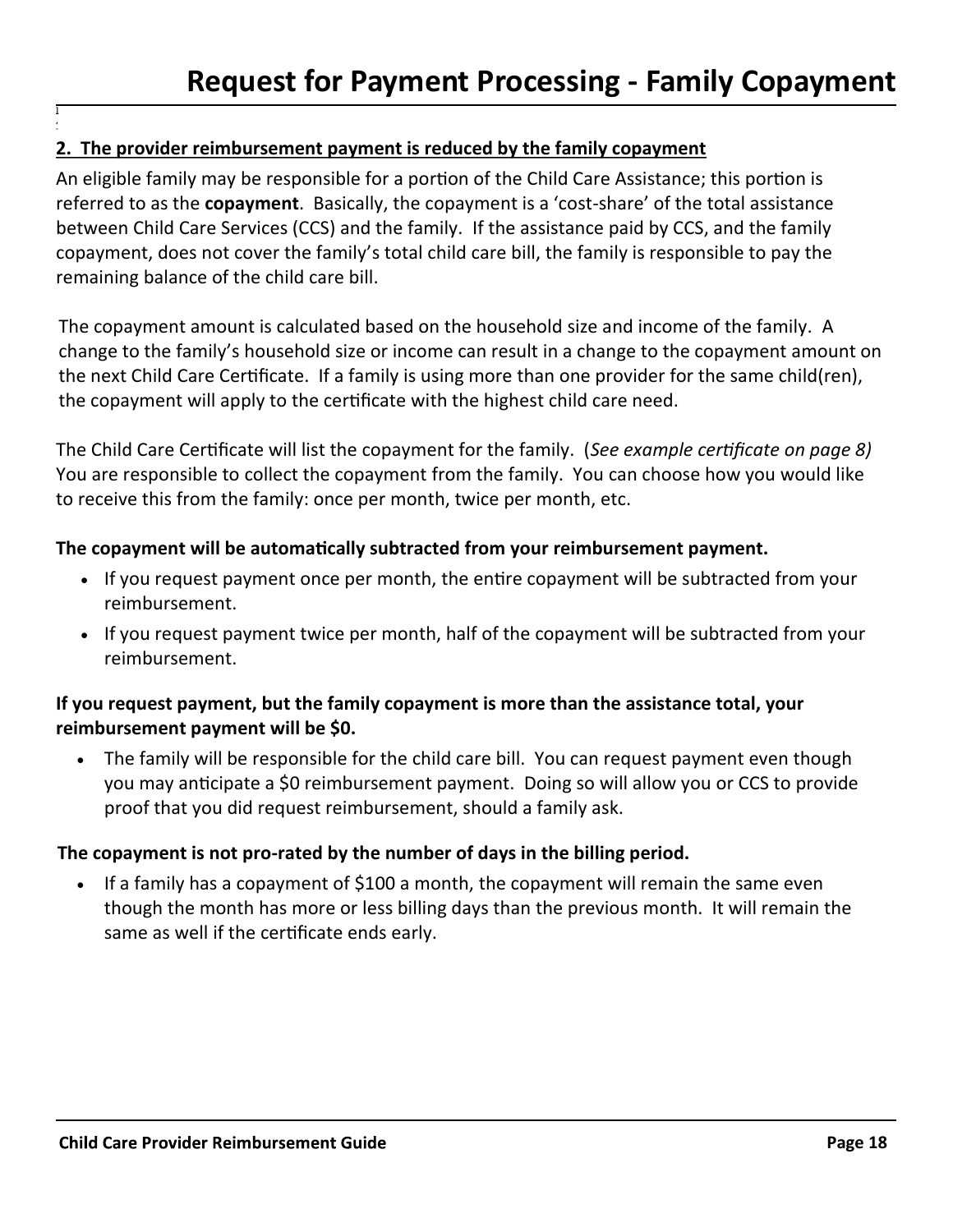# Request for Payment Processing - Family Copayment

**2. The provider reimbursement payment is reduced by the family copayment**

An eligible family may be responsible for a portion of the Child Care Assistance; this portion is referred to as the **copayment**. Basically, the copayment is a 'cost-share' of the total assistance between Child Care Services (CCS) and the family. If the assistance paid by CCS, and the family copayment, does not cover the family's total child care bill, the family is responsible to pay the remaining balance of the child care bill.

The copayment amount is calculated based on the household size and income of the family. A change to the family's household size or income can result in a change to the copayment amount on the next Child Care Certificate. If a family is using more than one provider for the same child(ren), the copayment will apply to the certificate with the highest child care need.

The Child Care Certificate will list the copayment for the family. (*See example certificate on page 8)* You are responsible to collect the copayment from the family. You can choose how you would like to receive this from the family: once per month, twice per month, etc.

**The copayment will be automatically subtracted from your reimbursement payment.**

- If you request payment once per month, the entire copayment will be subtracted from your reimbursement.
- If you request payment twice per month, half of the copayment will be subtracted from your reimbursement.

**If you request payment, but the family copayment is more than the assistance total, your reimbursement payment will be $0.**

- The family will be responsible for the child care bill. You can request payment even though you may anticipate a $0 reimbursement payment. Doing so will allow you or CCS to provide proof that you did request reimbursement, should a family ask.

**The copayment is not pro-rated by the number of days in the billing period.**

- If a family has a copayment of $100 a month, the copayment will remain the same even though the month has more or less billing days than the previous month. It will remain the same as well if the certificate ends early.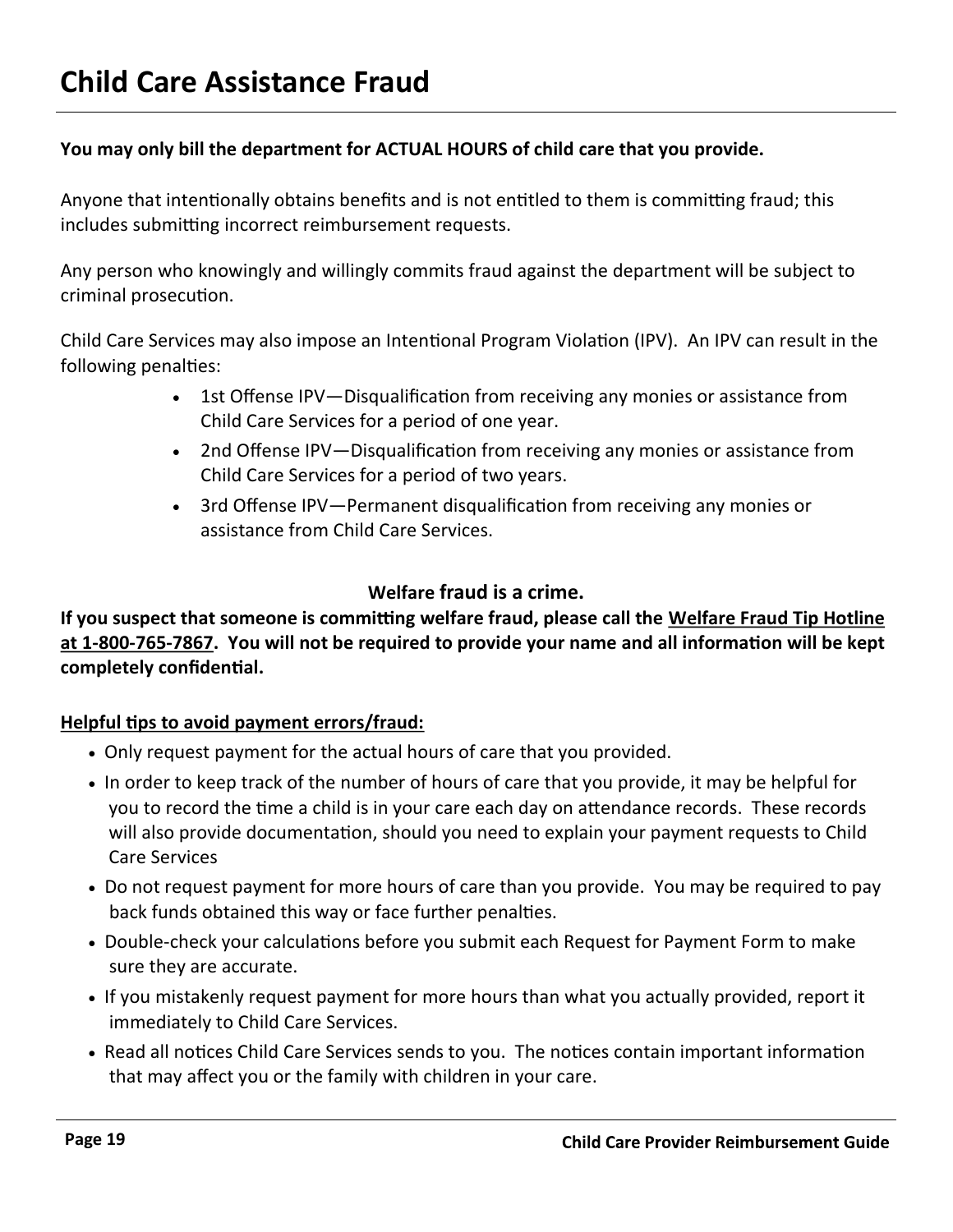# Child Care Assistance Fraud

**You may only bill the department for ACTUAL HOURS of child care that you provide.**

Anyone that intentionally obtains benefits and is not entitled to them is committing fraud; this includes submitting incorrect reimbursement requests.

Any person who knowingly and willingly commits fraud against the department will be subject to criminal prosecution.

Child Care Services may also impose an Intentional Program Violation (IPV). An IPV can result in the following penalties:

- 1st Offense IPV—Disqualification from receiving any monies or assistance from Child Care Services for a period of one year.
- 2nd Offense IPV—Disqualification from receiving any monies or assistance from Child Care Services for a period of two years.
- 3rd Offense IPV—Permanent disqualification from receiving any monies or assistance from Child Care Services.

**Welfare fraud is a crime.**

**If you suspect that someone is committing welfare fraud, please call the <u>Welfare Fraud Tip Hotline at 1-800-765-7867</u>. You will not be required to provide your name and all information will be kept completely confidential.**

**<u>Helpful tips to avoid payment errors/fraud:</u>**

- Only request payment for the actual hours of care that you provided.
- In order to keep track of the number of hours of care that you provide, it may be helpful for you to record the time a child is in your care each day on attendance records. These records will also provide documentation, should you need to explain your payment requests to Child Care Services
- Do not request payment for more hours of care than you provide. You may be required to pay back funds obtained this way or face further penalties.
- Double-check your calculations before you submit each Request for Payment Form to make sure they are accurate.
- If you mistakenly request payment for more hours than what you actually provided, report it immediately to Child Care Services.
- Read all notices Child Care Services sends to you. The notices contain important information that may affect you or the family with children in your care.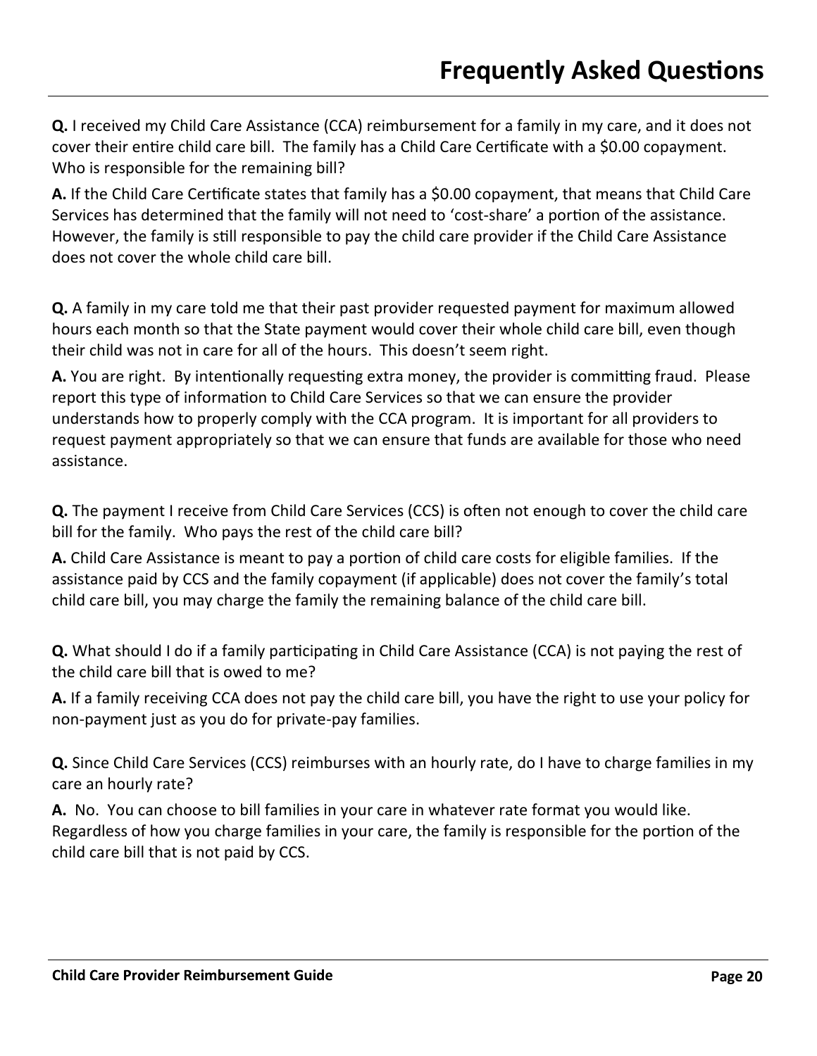# Frequently Asked Questions

**Q.** I received my Child Care Assistance (CCA) reimbursement for a family in my care, and it does not cover their entire child care bill. The family has a Child Care Certificate with a $0.00 copayment. Who is responsible for the remaining bill?

**A.** If the Child Care Certificate states that family has a $0.00 copayment, that means that Child Care Services has determined that the family will not need to 'cost-share' a portion of the assistance. However, the family is still responsible to pay the child care provider if the Child Care Assistance does not cover the whole child care bill.

**Q.** A family in my care told me that their past provider requested payment for maximum allowed hours each month so that the State payment would cover their whole child care bill, even though their child was not in care for all of the hours. This doesn't seem right.

**A.** You are right. By intentionally requesting extra money, the provider is committing fraud. Please report this type of information to Child Care Services so that we can ensure the provider understands how to properly comply with the CCA program. It is important for all providers to request payment appropriately so that we can ensure that funds are available for those who need assistance.

**Q.** The payment I receive from Child Care Services (CCS) is often not enough to cover the child care bill for the family. Who pays the rest of the child care bill?

**A.** Child Care Assistance is meant to pay a portion of child care costs for eligible families. If the assistance paid by CCS and the family copayment (if applicable) does not cover the family's total child care bill, you may charge the family the remaining balance of the child care bill.

**Q.** What should I do if a family participating in Child Care Assistance (CCA) is not paying the rest of the child care bill that is owed to me?

**A.** If a family receiving CCA does not pay the child care bill, you have the right to use your policy for non-payment just as you do for private-pay families.

**Q.** Since Child Care Services (CCS) reimburses with an hourly rate, do I have to charge families in my care an hourly rate?

**A.** No. You can choose to bill families in your care in whatever rate format you would like. Regardless of how you charge families in your care, the family is responsible for the portion of the child care bill that is not paid by CCS.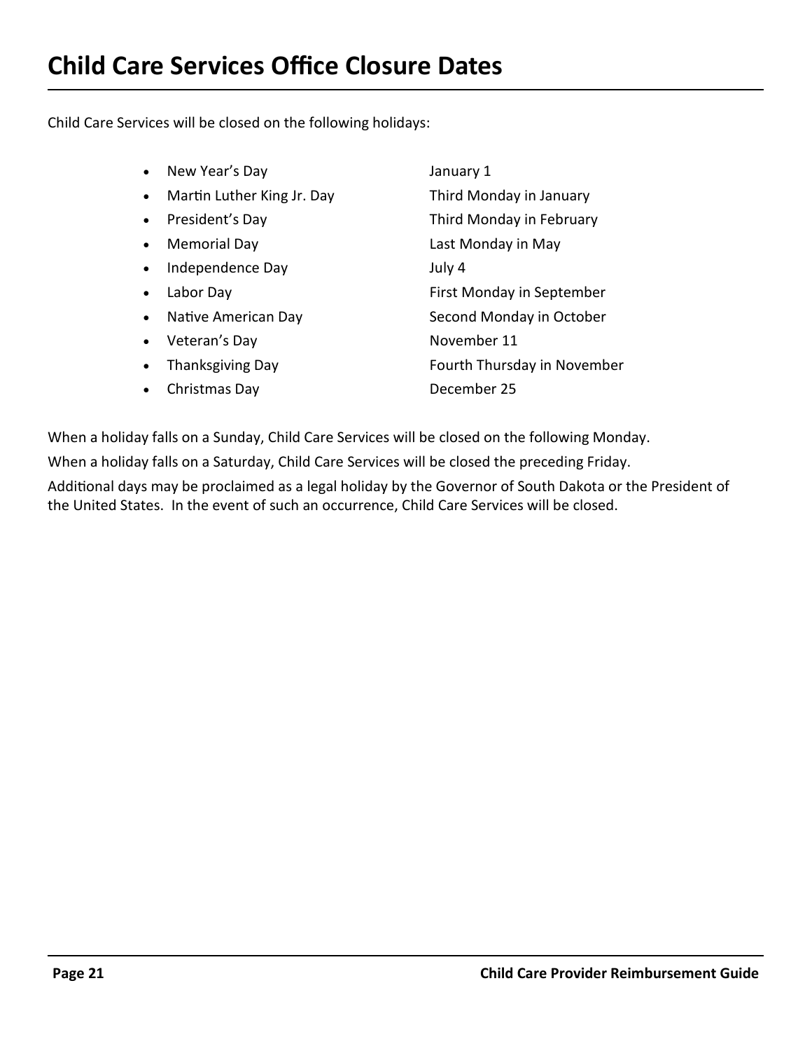# Child Care Services Office Closure Dates

Child Care Services will be closed on the following holidays:

| Holiday | Date |
| --- | --- |
| New Year's Day | January 1 |
| Martin Luther King Jr. Day | Third Monday in January |
| President's Day | Third Monday in February |
| Memorial Day | Last Monday in May |
| Independence Day | July 4 |
| Labor Day | First Monday in September |
| Native American Day | Second Monday in October |
| Veteran's Day | November 11 |
| Thanksgiving Day | Fourth Thursday in November |
| Christmas Day | December 25 |

When a holiday falls on a Sunday, Child Care Services will be closed on the following Monday.

When a holiday falls on a Saturday, Child Care Services will be closed the preceding Friday.

Additional days may be proclaimed as a legal holiday by the Governor of South Dakota or the President of the United States. In the event of such an occurrence, Child Care Services will be closed.